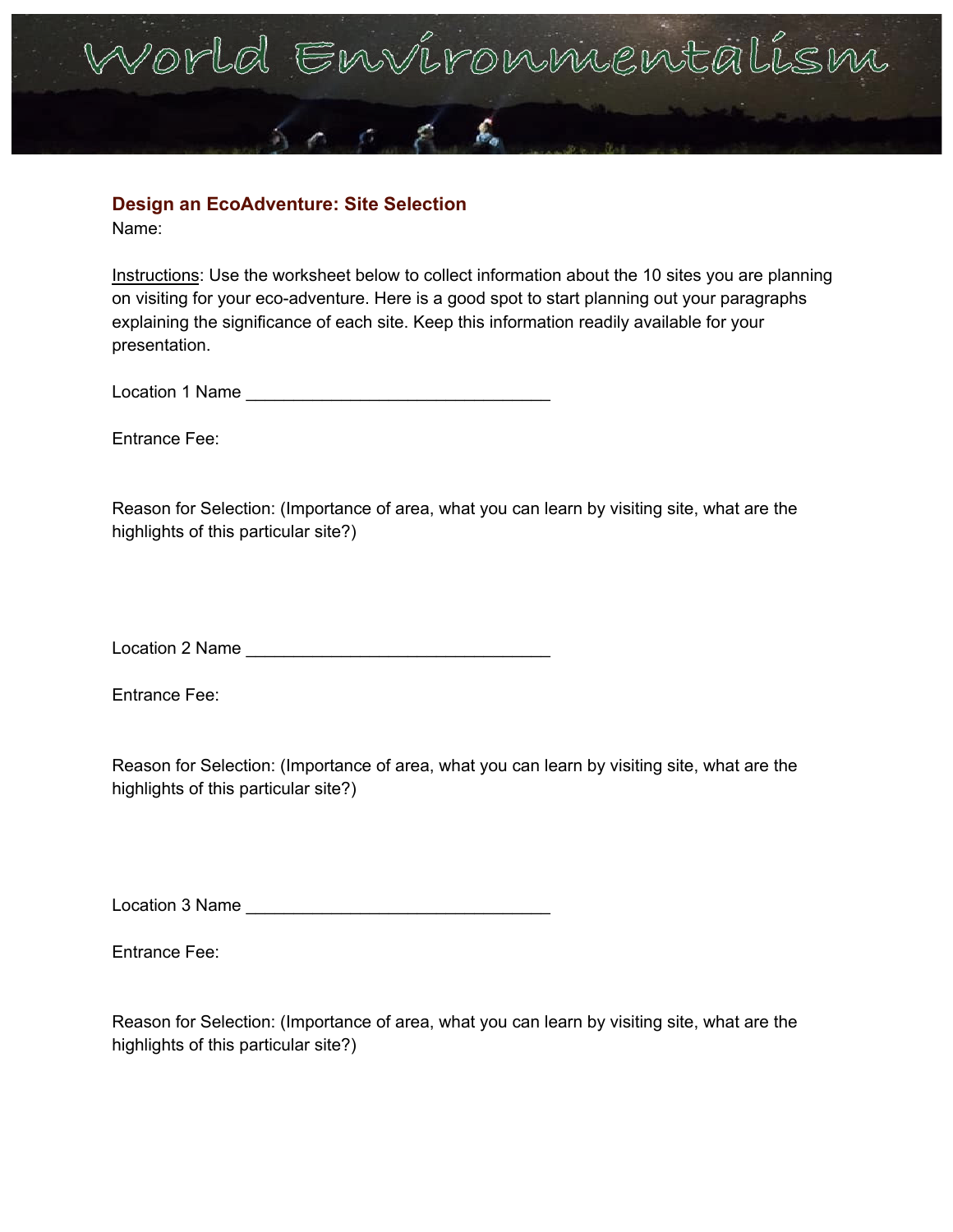# World Environmentalism

## Design an EcoAdventure: Site Selection

Name:

Instructions: Use the worksheet below to collect information about the 10 sites you are planning on visiting for your eco-adventure. Here is a good spot to start planning out your paragraphs explaining the significance of each site. Keep this information readily available for your presentation.

Location 1 Name ________________________________

Entrance Fee:

Reason for Selection: (Importance of area, what you can learn by visiting site, what are the highlights of this particular site?)

Location 2 Name ________________________________

Entrance Fee:

Reason for Selection: (Importance of area, what you can learn by visiting site, what are the highlights of this particular site?)

Location 3 Name ________________________________

Entrance Fee:

Reason for Selection: (Importance of area, what you can learn by visiting site, what are the highlights of this particular site?)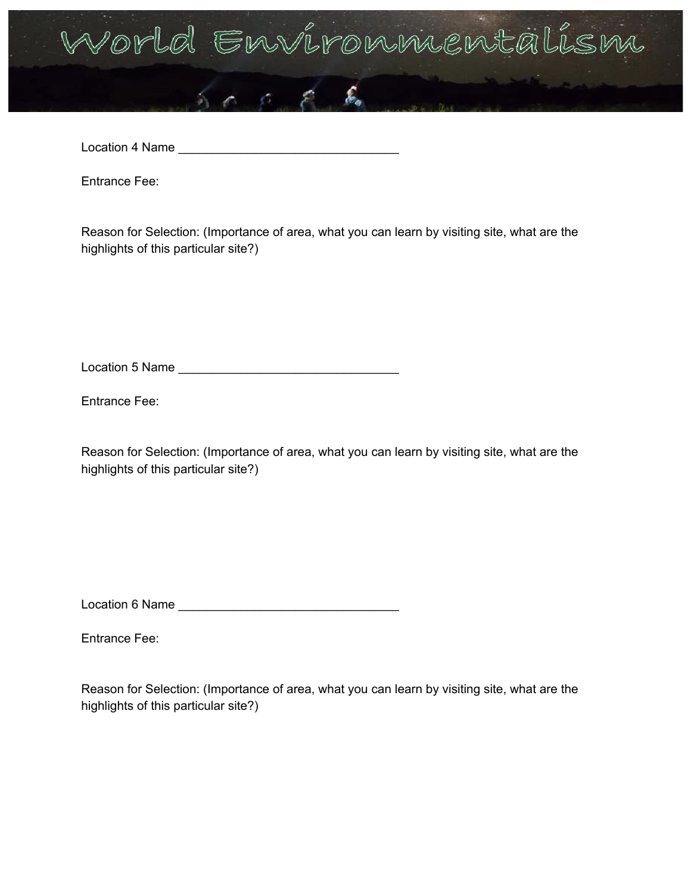# World Environmentalism

Location 4 Name _______________________________

Entrance Fee:

Reason for Selection: (Importance of area, what you can learn by visiting site, what are the highlights of this particular site?)

Location 5 Name _______________________________

Entrance Fee:

Reason for Selection: (Importance of area, what you can learn by visiting site, what are the highlights of this particular site?)

Location 6 Name _______________________________

Entrance Fee:

Reason for Selection: (Importance of area, what you can learn by visiting site, what are the highlights of this particular site?)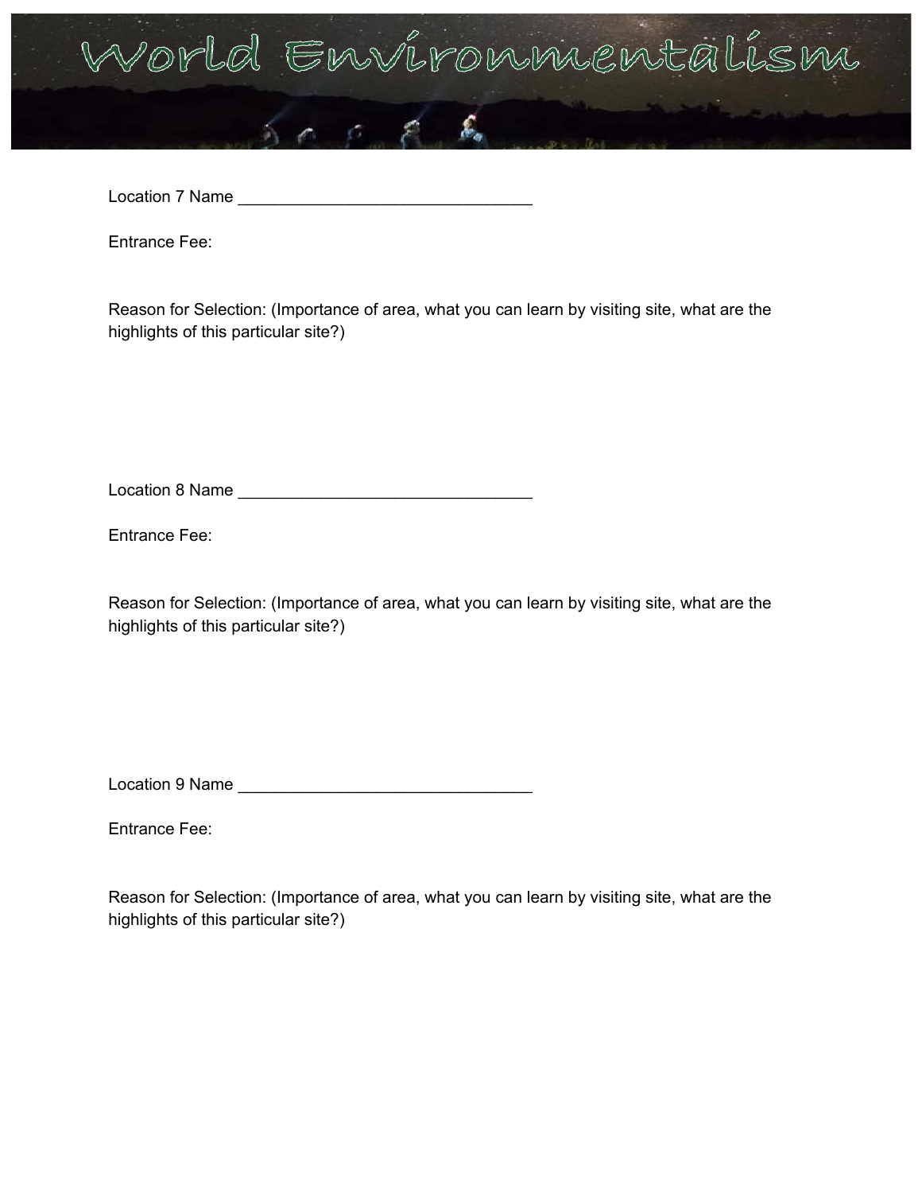# World Environmentalism

Location 7 Name ________________________________

Entrance Fee:

Reason for Selection: (Importance of area, what you can learn by visiting site, what are the highlights of this particular site?)

Location 8 Name ________________________________

Entrance Fee:

Reason for Selection: (Importance of area, what you can learn by visiting site, what are the highlights of this particular site?)

Location 9 Name ________________________________

Entrance Fee:

Reason for Selection: (Importance of area, what you can learn by visiting site, what are the highlights of this particular site?)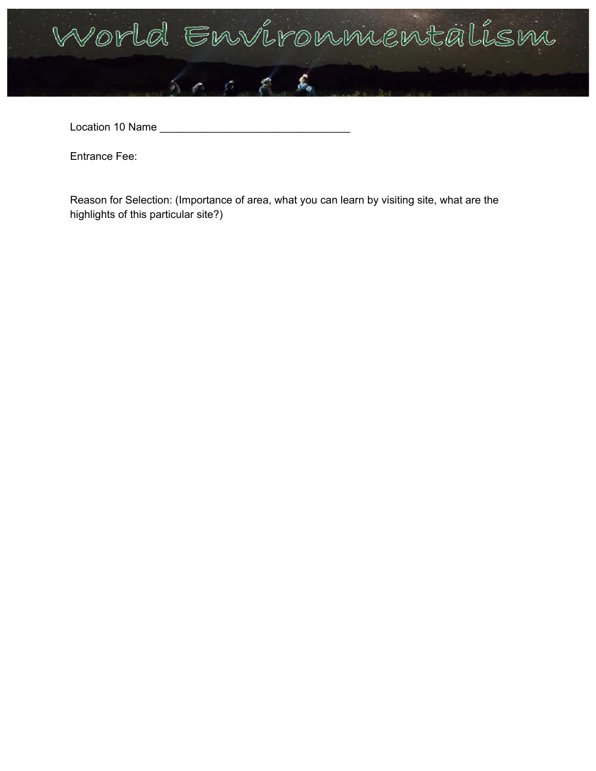# World Environmentalism

Location 10 Name ________________________________

Entrance Fee:

Reason for Selection: (Importance of area, what you can learn by visiting site, what are the highlights of this particular site?)